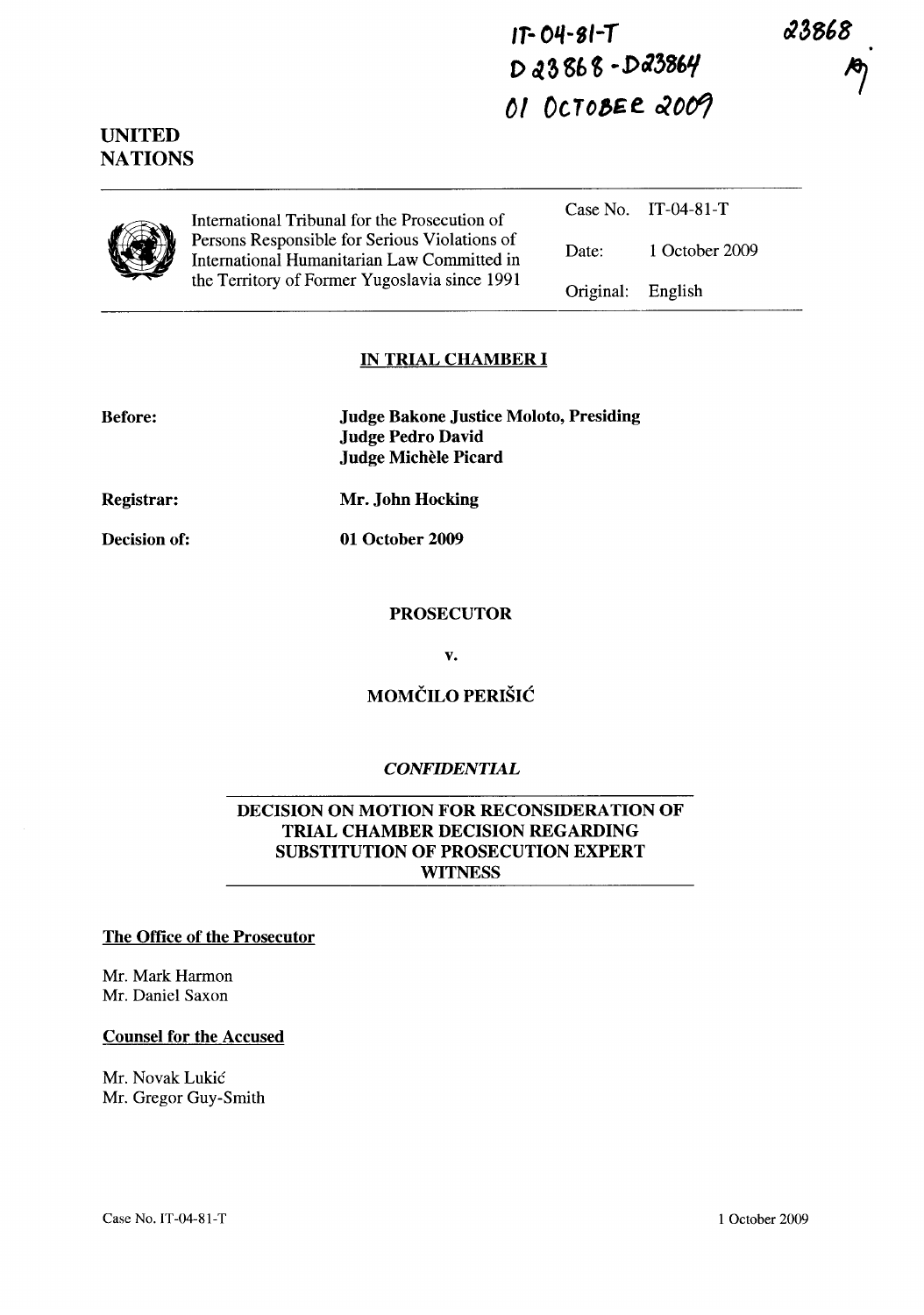IT-04-81-T
D 23868 - D 23864
01 OCTOBER 2009

23868

**UNITED NATIONS**

International Tribunal for the Prosecution of Persons Responsible for Serious Violations of International Humanitarian Law Committed in the Territory of Former Yugoslavia since 1991

| | |
|---|---|
| Case No. | IT-04-81-T |
| Date: | 1 October 2009 |
| Original: | English |

## IN TRIAL CHAMBER I

**Before:** **Judge Bakone Justice Moloto, Presiding**
**Judge Pedro David**
**Judge Michèle Picard**

**Registrar:** **Mr. John Hocking**

**Decision of:** **01 October 2009**

**PROSECUTOR**

**v.**

**MOMČILO PERIŠIĆ**

***CONFIDENTIAL***

## DECISION ON MOTION FOR RECONSIDERATION OF TRIAL CHAMBER DECISION REGARDING SUBSTITUTION OF PROSECUTION EXPERT WITNESS

**The Office of the Prosecutor**

Mr. Mark Harmon
Mr. Daniel Saxon

**Counsel for the Accused**

Mr. Novak Lukić
Mr. Gregor Guy-Smith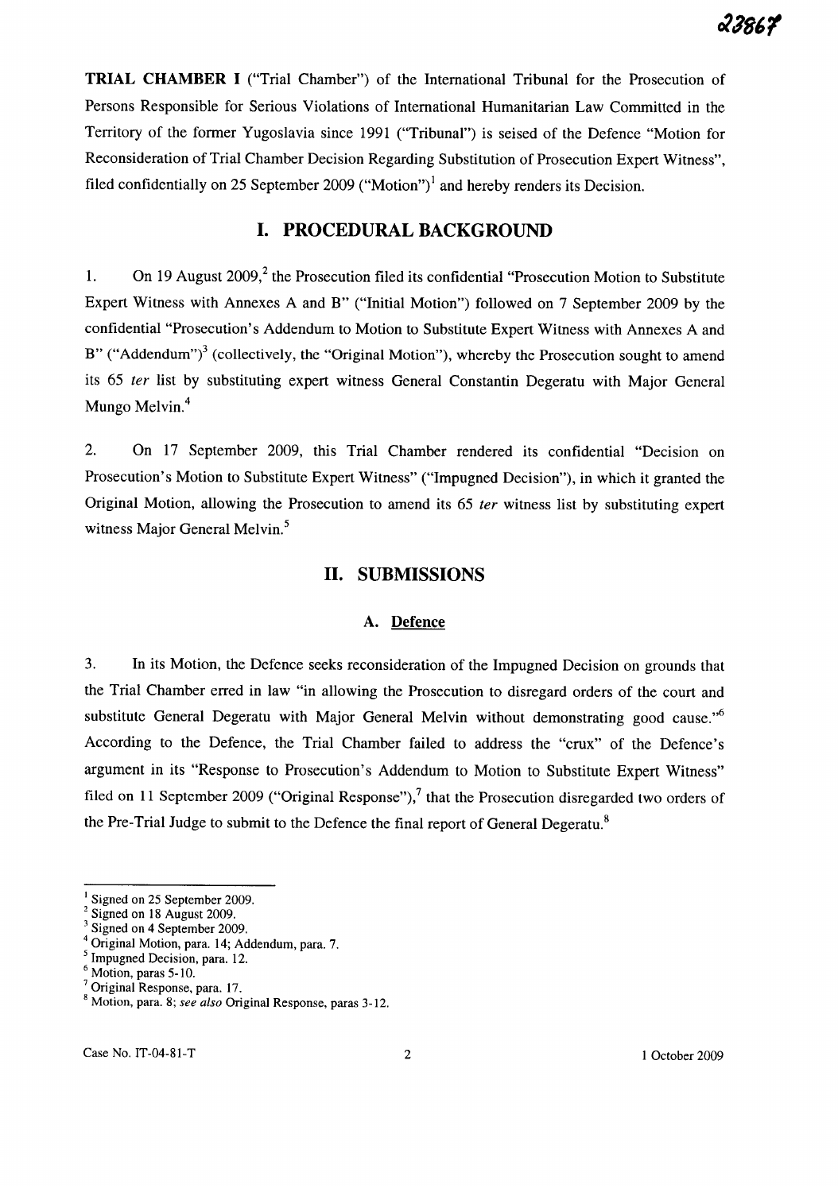**TRIAL CHAMBER I** ("Trial Chamber") of the International Tribunal for the Prosecution of Persons Responsible for Serious Violations of International Humanitarian Law Committed in the Territory of the former Yugoslavia since 1991 ("Tribunal") is seised of the Defence "Motion for Reconsideration of Trial Chamber Decision Regarding Substitution of Prosecution Expert Witness", filed confidentially on 25 September 2009 ("Motion")[1] and hereby renders its Decision.

## I. PROCEDURAL BACKGROUND

1. On 19 August 2009,[2] the Prosecution filed its confidential "Prosecution Motion to Substitute Expert Witness with Annexes A and B" ("Initial Motion") followed on 7 September 2009 by the confidential "Prosecution's Addendum to Motion to Substitute Expert Witness with Annexes A and B" ("Addendum")[3] (collectively, the "Original Motion"), whereby the Prosecution sought to amend its 65 *ter* list by substituting expert witness General Constantin Degeratu with Major General Mungo Melvin.[4]

2. On 17 September 2009, this Trial Chamber rendered its confidential "Decision on Prosecution's Motion to Substitute Expert Witness" ("Impugned Decision"), in which it granted the Original Motion, allowing the Prosecution to amend its 65 *ter* witness list by substituting expert witness Major General Melvin.[5]

## II. SUBMISSIONS

### A. Defence

3. In its Motion, the Defence seeks reconsideration of the Impugned Decision on grounds that the Trial Chamber erred in law "in allowing the Prosecution to disregard orders of the court and substitute General Degeratu with Major General Melvin without demonstrating good cause."[6] According to the Defence, the Trial Chamber failed to address the "crux" of the Defence's argument in its "Response to Prosecution's Addendum to Motion to Substitute Expert Witness" filed on 11 September 2009 ("Original Response"),[7] that the Prosecution disregarded two orders of the Pre-Trial Judge to submit to the Defence the final report of General Degeratu.[8]

---

[1] Signed on 25 September 2009.
[2] Signed on 18 August 2009.
[3] Signed on 4 September 2009.
[4] Original Motion, para. 14; Addendum, para. 7.
[5] Impugned Decision, para. 12.
[6] Motion, paras 5-10.
[7] Original Response, para. 17.
[8] Motion, para. 8; *see also* Original Response, paras 3-12.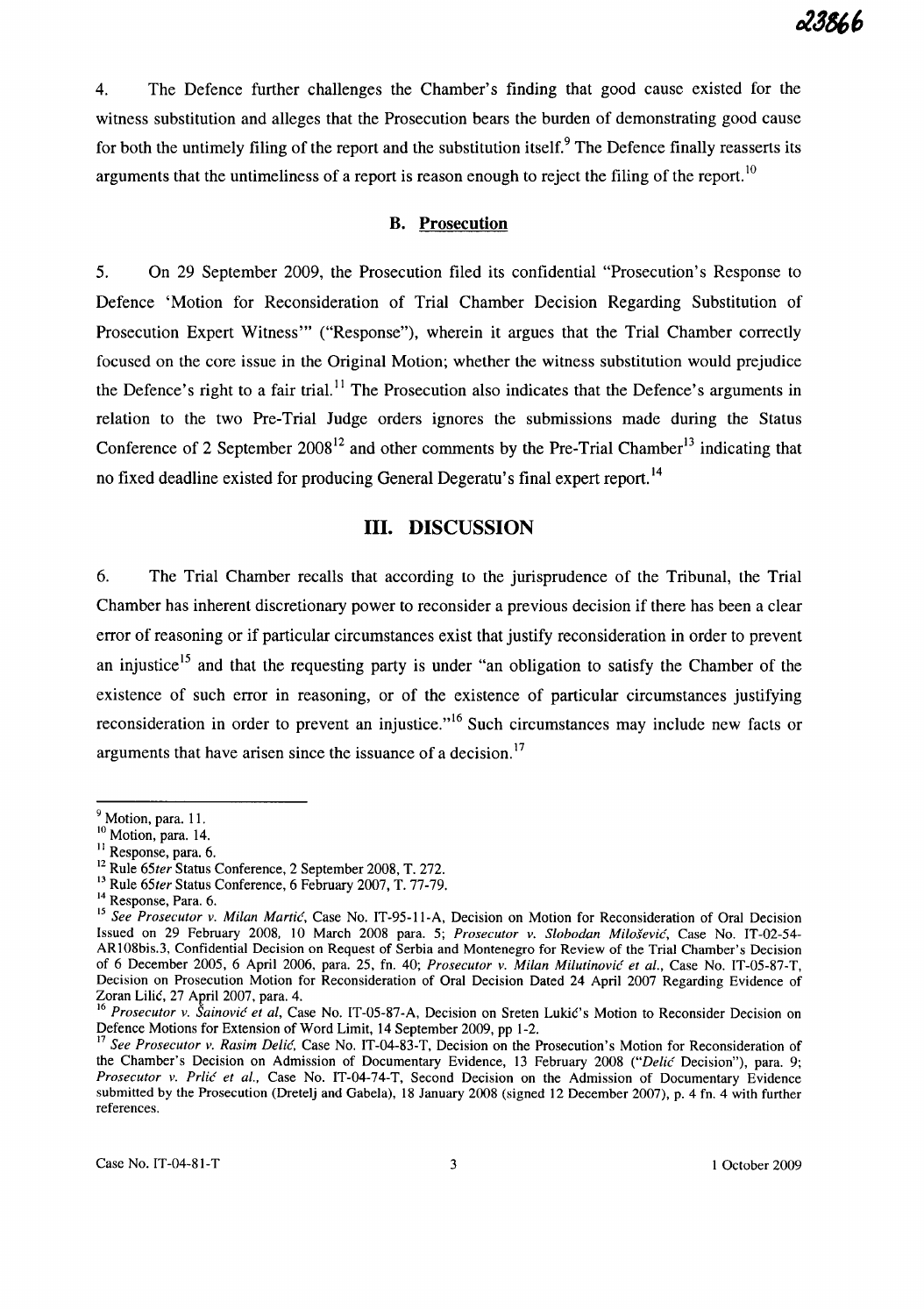4. The Defence further challenges the Chamber's finding that good cause existed for the witness substitution and alleges that the Prosecution bears the burden of demonstrating good cause for both the untimely filing of the report and the substitution itself.[9] The Defence finally reasserts its arguments that the untimeliness of a report is reason enough to reject the filing of the report.[10]

### B. Prosecution

5. On 29 September 2009, the Prosecution filed its confidential "Prosecution's Response to Defence 'Motion for Reconsideration of Trial Chamber Decision Regarding Substitution of Prosecution Expert Witness'" ("Response"), wherein it argues that the Trial Chamber correctly focused on the core issue in the Original Motion; whether the witness substitution would prejudice the Defence's right to a fair trial.[11] The Prosecution also indicates that the Defence's arguments in relation to the two Pre-Trial Judge orders ignores the submissions made during the Status Conference of 2 September 2008[12] and other comments by the Pre-Trial Chamber[13] indicating that no fixed deadline existed for producing General Degeratu's final expert report.[14]

## III. DISCUSSION

6. The Trial Chamber recalls that according to the jurisprudence of the Tribunal, the Trial Chamber has inherent discretionary power to reconsider a previous decision if there has been a clear error of reasoning or if particular circumstances exist that justify reconsideration in order to prevent an injustice[15] and that the requesting party is under "an obligation to satisfy the Chamber of the existence of such error in reasoning, or of the existence of particular circumstances justifying reconsideration in order to prevent an injustice."[16] Such circumstances may include new facts or arguments that have arisen since the issuance of a decision.[17]

---

[9] Motion, para. 11.

[10] Motion, para. 14.

[11] Response, para. 6.

[12] Rule 65*ter* Status Conference, 2 September 2008, T. 272.

[13] Rule 65*ter* Status Conference, 6 February 2007, T. 77-79.

[14] Response, Para. 6.

[15] *See Prosecutor v. Milan Martić*, Case No. IT-95-11-A, Decision on Motion for Reconsideration of Oral Decision Issued on 29 February 2008, 10 March 2008 para. 5; *Prosecutor v. Slobodan Milošević*, Case No. IT-02-54-AR108bis.3, Confidential Decision on Request of Serbia and Montenegro for Review of the Trial Chamber's Decision of 6 December 2005, 6 April 2006, para. 25, fn. 40; *Prosecutor v. Milan Milutinović et al.*, Case No. IT-05-87-T, Decision on Prosecution Motion for Reconsideration of Oral Decision Dated 24 April 2007 Regarding Evidence of Zoran Lilić, 27 April 2007, para. 4.

[16] *Prosecutor v. Šainović et al*, Case No. IT-05-87-A, Decision on Sreten Lukić's Motion to Reconsider Decision on Defence Motions for Extension of Word Limit, 14 September 2009, pp 1-2.

[17] *See Prosecutor v. Rasim Delić*, Case No. IT-04-83-T, Decision on the Prosecution's Motion for Reconsideration of the Chamber's Decision on Admission of Documentary Evidence, 13 February 2008 ("*Delić* Decision"), para. 9; *Prosecutor v. Prlić et al.*, Case No. IT-04-74-T, Second Decision on the Admission of Documentary Evidence submitted by the Prosecution (Dretelj and Gabela), 18 January 2008 (signed 12 December 2007), p. 4 fn. 4 with further references.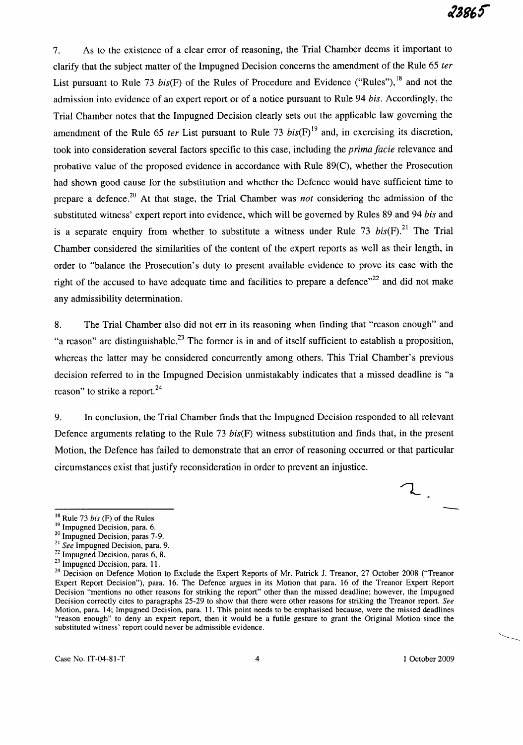7. As to the existence of a clear error of reasoning, the Trial Chamber deems it important to clarify that the subject matter of the Impugned Decision concerns the amendment of the Rule 65 *ter* List pursuant to Rule 73 *bis*(F) of the Rules of Procedure and Evidence ("Rules"),[18] and not the admission into evidence of an expert report or of a notice pursuant to Rule 94 *bis*. Accordingly, the Trial Chamber notes that the Impugned Decision clearly sets out the applicable law governing the amendment of the Rule 65 *ter* List pursuant to Rule 73 *bis*(F)[19] and, in exercising its discretion, took into consideration several factors specific to this case, including the *prima facie* relevance and probative value of the proposed evidence in accordance with Rule 89(C), whether the Prosecution had shown good cause for the substitution and whether the Defence would have sufficient time to prepare a defence.[20] At that stage, the Trial Chamber was *not* considering the admission of the substituted witness' expert report into evidence, which will be governed by Rules 89 and 94 *bis* and is a separate enquiry from whether to substitute a witness under Rule 73 *bis*(F).[21] The Trial Chamber considered the similarities of the content of the expert reports as well as their length, in order to "balance the Prosecution's duty to present available evidence to prove its case with the right of the accused to have adequate time and facilities to prepare a defence"[22] and did not make any admissibility determination.

8. The Trial Chamber also did not err in its reasoning when finding that "reason enough" and "a reason" are distinguishable.[23] The former is in and of itself sufficient to establish a proposition, whereas the latter may be considered concurrently among others. This Trial Chamber's previous decision referred to in the Impugned Decision unmistakably indicates that a missed deadline is "a reason" to strike a report.[24]

9. In conclusion, the Trial Chamber finds that the Impugned Decision responded to all relevant Defence arguments relating to the Rule 73 *bis*(F) witness substitution and finds that, in the present Motion, the Defence has failed to demonstrate that an error of reasoning occurred or that particular circumstances exist that justify reconsideration in order to prevent an injustice.

---

[18] Rule 73 *bis* (F) of the Rules

[19] Impugned Decision, para. 6.

[20] Impugned Decision, paras 7-9.

[21] *See* Impugned Decision, para. 9.

[22] Impugned Decision, paras 6, 8.

[23] Impugned Decision, para. 11.

[24] Decision on Defence Motion to Exclude the Expert Reports of Mr. Patrick J. Treanor, 27 October 2008 ("Treanor Expert Report Decision"), para. 16. The Defence argues in its Motion that para. 16 of the Treanor Expert Report Decision "mentions no other reasons for striking the report" other than the missed deadline; however, the Impugned Decision correctly cites to paragraphs 25-29 to show that there were other reasons for striking the Treanor report. *See* Motion, para. 14; Impugned Decision, para. 11. This point needs to be emphasised because, were the missed deadlines "reason enough" to deny an expert report, then it would be a futile gesture to grant the Original Motion since the substituted witness' report could never be admissible evidence.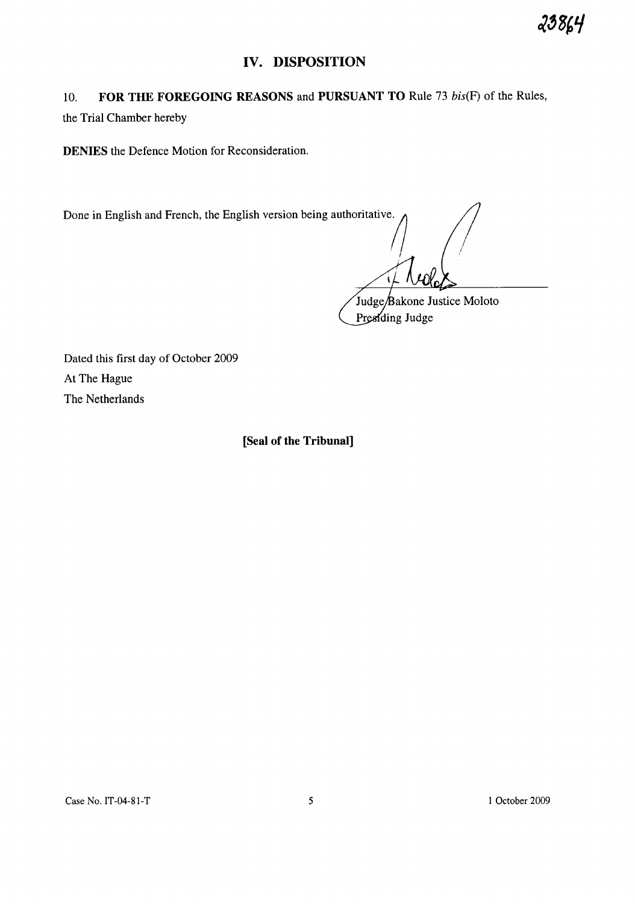## IV. DISPOSITION

10. **FOR THE FOREGOING REASONS** and **PURSUANT TO** Rule 73 *bis*(F) of the Rules, the Trial Chamber hereby

**DENIES** the Defence Motion for Reconsideration.

Done in English and French, the English version being authoritative.

Judge Bakone Justice Moloto
Presiding Judge

Dated this first day of October 2009
At The Hague
The Netherlands

**[Seal of the Tribunal]**